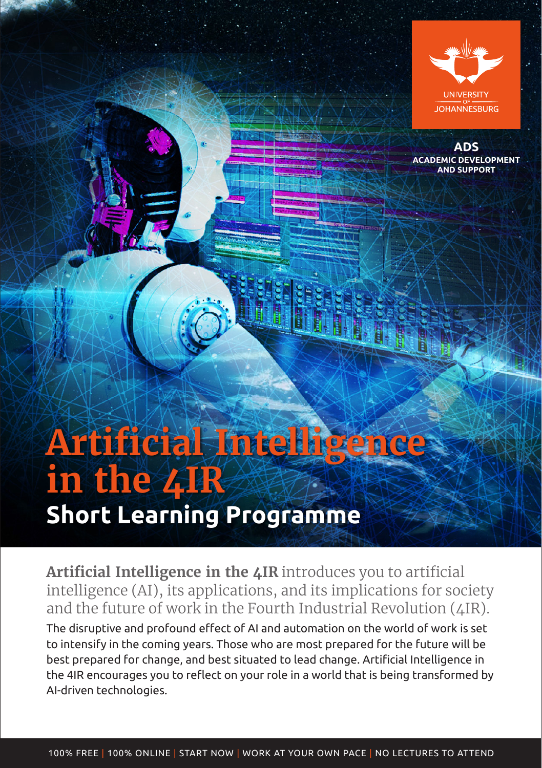UNIVERSITY OF JOHANNESBURG

**ADS**
**ACADEMIC DEVELOPMENT AND SUPPORT**

# Artificial Intelligence in the 4IR

## Short Learning Programme

**Artificial Intelligence in the 4IR** introduces you to artificial intelligence (AI), its applications, and its implications for society and the future of work in the Fourth Industrial Revolution (4IR).

The disruptive and profound effect of AI and automation on the world of work is set to intensify in the coming years. Those who are most prepared for the future will be best prepared for change, and best situated to lead change. Artificial Intelligence in the 4IR encourages you to reflect on your role in a world that is being transformed by AI-driven technologies.

100% FREE | 100% ONLINE | START NOW | WORK AT YOUR OWN PACE | NO LECTURES TO ATTEND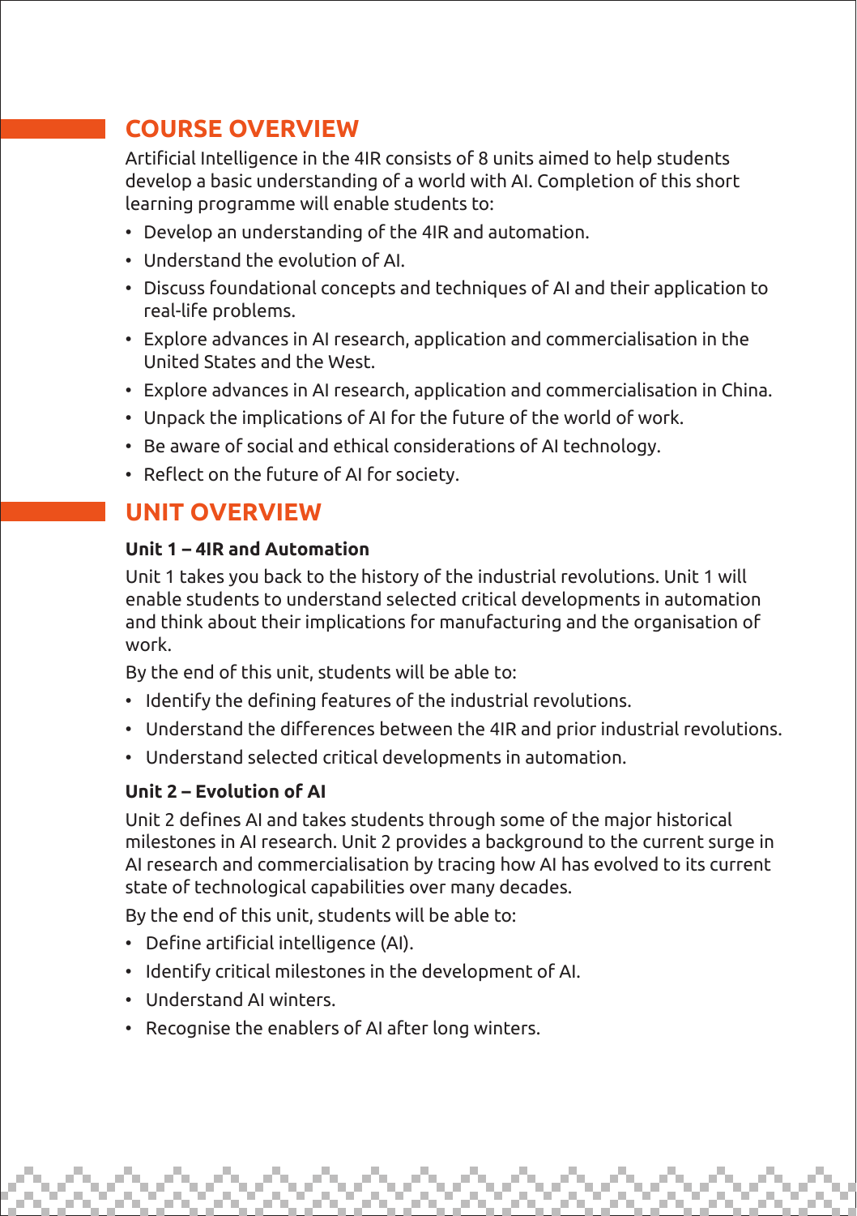## COURSE OVERVIEW

Artificial Intelligence in the 4IR consists of 8 units aimed to help students develop a basic understanding of a world with AI. Completion of this short learning programme will enable students to:

- Develop an understanding of the 4IR and automation.
- Understand the evolution of AI.
- Discuss foundational concepts and techniques of AI and their application to real-life problems.
- Explore advances in AI research, application and commercialisation in the United States and the West.
- Explore advances in AI research, application and commercialisation in China.
- Unpack the implications of AI for the future of the world of work.
- Be aware of social and ethical considerations of AI technology.
- Reflect on the future of AI for society.

## UNIT OVERVIEW

### Unit 1 – 4IR and Automation

Unit 1 takes you back to the history of the industrial revolutions. Unit 1 will enable students to understand selected critical developments in automation and think about their implications for manufacturing and the organisation of work.

By the end of this unit, students will be able to:

- Identify the defining features of the industrial revolutions.
- Understand the differences between the 4IR and prior industrial revolutions.
- Understand selected critical developments in automation.

### Unit 2 – Evolution of AI

Unit 2 defines AI and takes students through some of the major historical milestones in AI research. Unit 2 provides a background to the current surge in AI research and commercialisation by tracing how AI has evolved to its current state of technological capabilities over many decades.

By the end of this unit, students will be able to:

- Define artificial intelligence (AI).
- Identify critical milestones in the development of AI.
- Understand AI winters.
- Recognise the enablers of AI after long winters.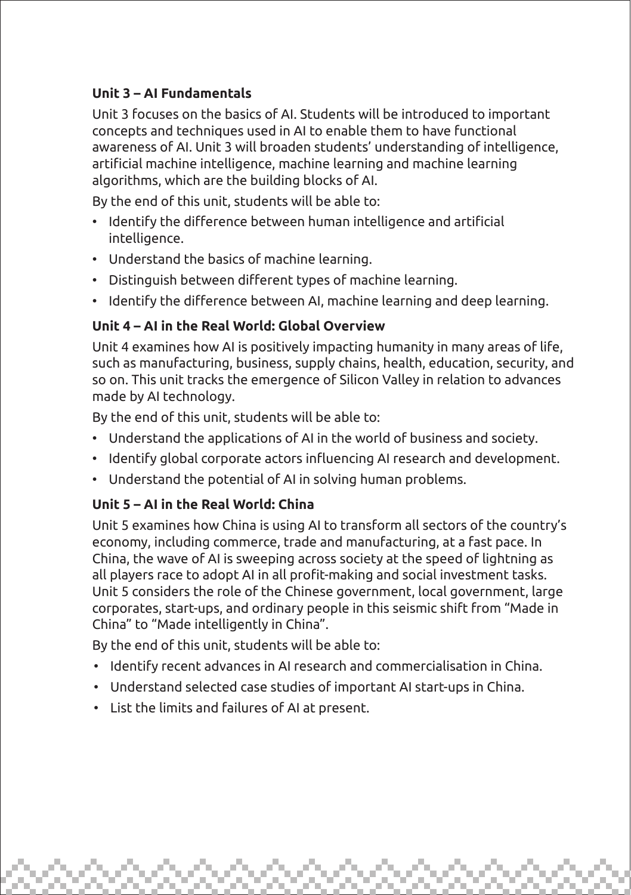### Unit 3 – AI Fundamentals

Unit 3 focuses on the basics of AI. Students will be introduced to important concepts and techniques used in AI to enable them to have functional awareness of AI. Unit 3 will broaden students' understanding of intelligence, artificial machine intelligence, machine learning and machine learning algorithms, which are the building blocks of AI.

By the end of this unit, students will be able to:

- Identify the difference between human intelligence and artificial intelligence.
- Understand the basics of machine learning.
- Distinguish between different types of machine learning.
- Identify the difference between AI, machine learning and deep learning.

### Unit 4 – AI in the Real World: Global Overview

Unit 4 examines how AI is positively impacting humanity in many areas of life, such as manufacturing, business, supply chains, health, education, security, and so on. This unit tracks the emergence of Silicon Valley in relation to advances made by AI technology.

By the end of this unit, students will be able to:

- Understand the applications of AI in the world of business and society.
- Identify global corporate actors influencing AI research and development.
- Understand the potential of AI in solving human problems.

### Unit 5 – AI in the Real World: China

Unit 5 examines how China is using AI to transform all sectors of the country's economy, including commerce, trade and manufacturing, at a fast pace. In China, the wave of AI is sweeping across society at the speed of lightning as all players race to adopt AI in all profit-making and social investment tasks. Unit 5 considers the role of the Chinese government, local government, large corporates, start-ups, and ordinary people in this seismic shift from "Made in China" to "Made intelligently in China".

By the end of this unit, students will be able to:

- Identify recent advances in AI research and commercialisation in China.
- Understand selected case studies of important AI start-ups in China.
- List the limits and failures of AI at present.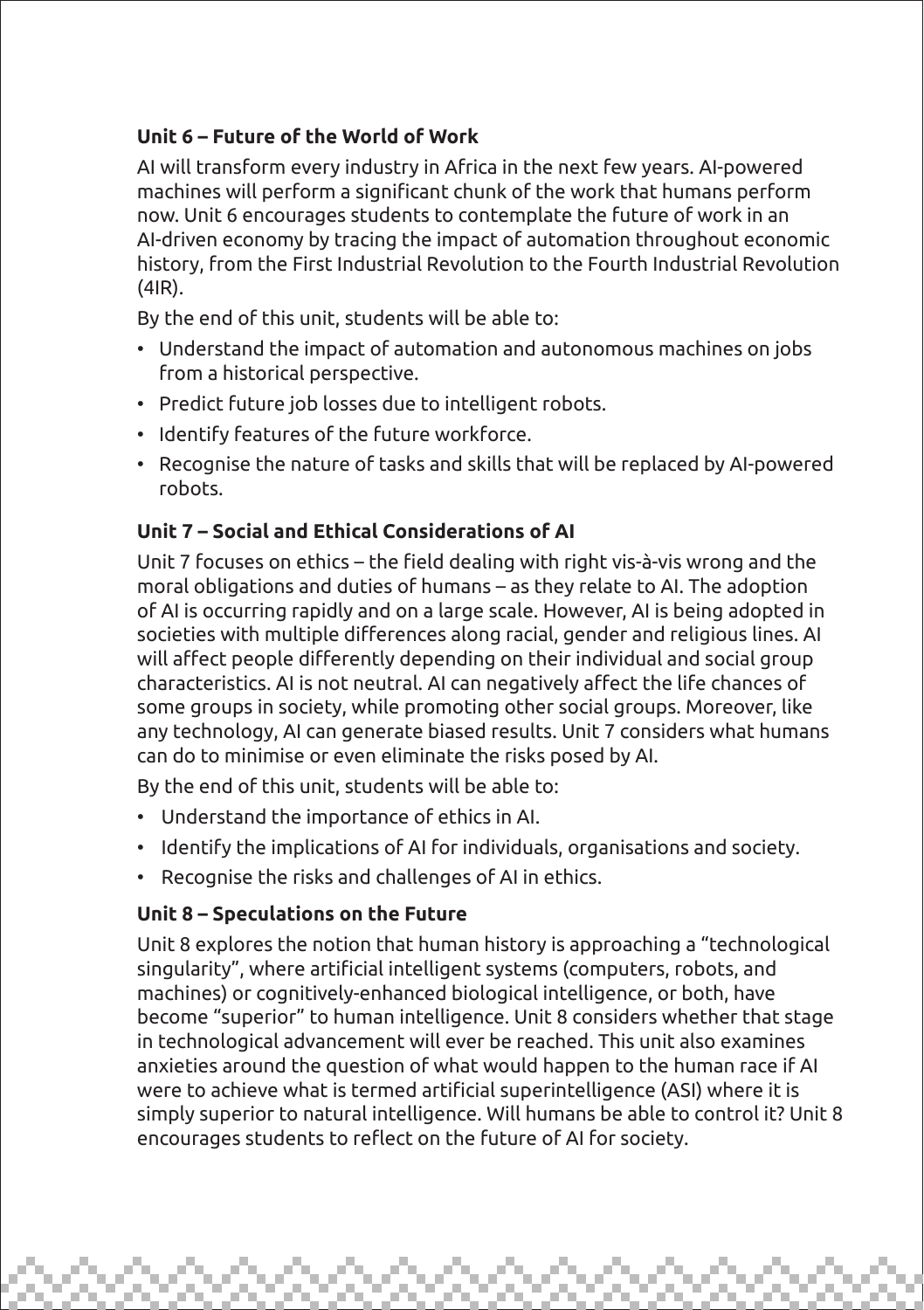### Unit 6 – Future of the World of Work

AI will transform every industry in Africa in the next few years. AI-powered machines will perform a significant chunk of the work that humans perform now. Unit 6 encourages students to contemplate the future of work in an AI-driven economy by tracing the impact of automation throughout economic history, from the First Industrial Revolution to the Fourth Industrial Revolution (4IR).

By the end of this unit, students will be able to:

- Understand the impact of automation and autonomous machines on jobs from a historical perspective.
- Predict future job losses due to intelligent robots.
- Identify features of the future workforce.
- Recognise the nature of tasks and skills that will be replaced by AI-powered robots.

### Unit 7 – Social and Ethical Considerations of AI

Unit 7 focuses on ethics – the field dealing with right vis-à-vis wrong and the moral obligations and duties of humans – as they relate to AI. The adoption of AI is occurring rapidly and on a large scale. However, AI is being adopted in societies with multiple differences along racial, gender and religious lines. AI will affect people differently depending on their individual and social group characteristics. AI is not neutral. AI can negatively affect the life chances of some groups in society, while promoting other social groups. Moreover, like any technology, AI can generate biased results. Unit 7 considers what humans can do to minimise or even eliminate the risks posed by AI.

By the end of this unit, students will be able to:

- Understand the importance of ethics in AI.
- Identify the implications of AI for individuals, organisations and society.
- Recognise the risks and challenges of AI in ethics.

### Unit 8 – Speculations on the Future

Unit 8 explores the notion that human history is approaching a "technological singularity", where artificial intelligent systems (computers, robots, and machines) or cognitively-enhanced biological intelligence, or both, have become "superior" to human intelligence. Unit 8 considers whether that stage in technological advancement will ever be reached. This unit also examines anxieties around the question of what would happen to the human race if AI were to achieve what is termed artificial superintelligence (ASI) where it is simply superior to natural intelligence. Will humans be able to control it? Unit 8 encourages students to reflect on the future of AI for society.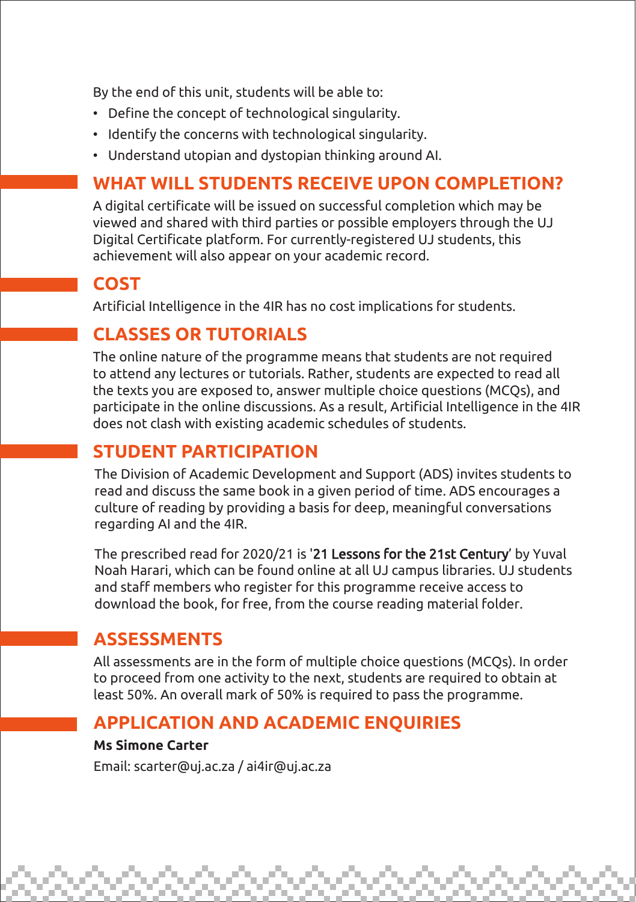By the end of this unit, students will be able to:

- Define the concept of technological singularity.
- Identify the concerns with technological singularity.
- Understand utopian and dystopian thinking around AI.

## WHAT WILL STUDENTS RECEIVE UPON COMPLETION?

A digital certificate will be issued on successful completion which may be viewed and shared with third parties or possible employers through the UJ Digital Certificate platform. For currently-registered UJ students, this achievement will also appear on your academic record.

## COST

Artificial Intelligence in the 4IR has no cost implications for students.

## CLASSES OR TUTORIALS

The online nature of the programme means that students are not required to attend any lectures or tutorials. Rather, students are expected to read all the texts you are exposed to, answer multiple choice questions (MCQs), and participate in the online discussions. As a result, Artificial Intelligence in the 4IR does not clash with existing academic schedules of students.

## STUDENT PARTICIPATION

The Division of Academic Development and Support (ADS) invites students to read and discuss the same book in a given period of time. ADS encourages a culture of reading by providing a basis for deep, meaningful conversations regarding AI and the 4IR.

The prescribed read for 2020/21 is '21 Lessons for the 21st Century' by Yuval Noah Harari, which can be found online at all UJ campus libraries. UJ students and staff members who register for this programme receive access to download the book, for free, from the course reading material folder.

## ASSESSMENTS

All assessments are in the form of multiple choice questions (MCQs). In order to proceed from one activity to the next, students are required to obtain at least 50%. An overall mark of 50% is required to pass the programme.

## APPLICATION AND ACADEMIC ENQUIRIES

**Ms Simone Carter**

Email: scarter@uj.ac.za / ai4ir@uj.ac.za